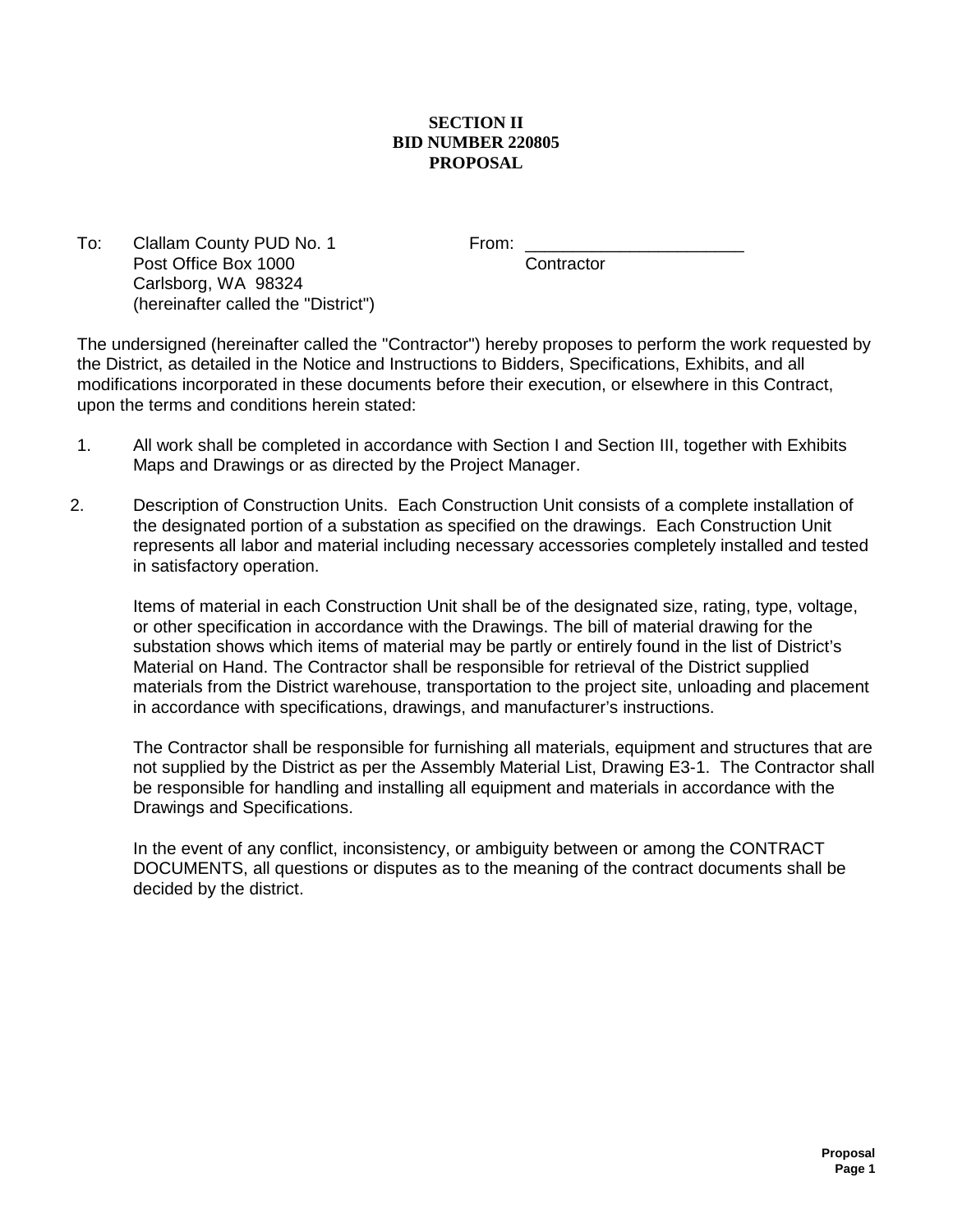# SECTION II
# BID NUMBER 220805
# PROPOSAL

To: Clallam County PUD No. 1
Post Office Box 1000
Carlsborg, WA 98324
(hereinafter called the "District")

From: _______________________
Contractor

The undersigned (hereinafter called the "Contractor") hereby proposes to perform the work requested by the District, as detailed in the Notice and Instructions to Bidders, Specifications, Exhibits, and all modifications incorporated in these documents before their execution, or elsewhere in this Contract, upon the terms and conditions herein stated:

1. All work shall be completed in accordance with Section I and Section III, together with Exhibits Maps and Drawings or as directed by the Project Manager.

2. Description of Construction Units. Each Construction Unit consists of a complete installation of the designated portion of a substation as specified on the drawings. Each Construction Unit represents all labor and material including necessary accessories completely installed and tested in satisfactory operation.

   Items of material in each Construction Unit shall be of the designated size, rating, type, voltage, or other specification in accordance with the Drawings. The bill of material drawing for the substation shows which items of material may be partly or entirely found in the list of District's Material on Hand. The Contractor shall be responsible for retrieval of the District supplied materials from the District warehouse, transportation to the project site, unloading and placement in accordance with specifications, drawings, and manufacturer's instructions.

   The Contractor shall be responsible for furnishing all materials, equipment and structures that are not supplied by the District as per the Assembly Material List, Drawing E3-1. The Contractor shall be responsible for handling and installing all equipment and materials in accordance with the Drawings and Specifications.

   In the event of any conflict, inconsistency, or ambiguity between or among the CONTRACT DOCUMENTS, all questions or disputes as to the meaning of the contract documents shall be decided by the district.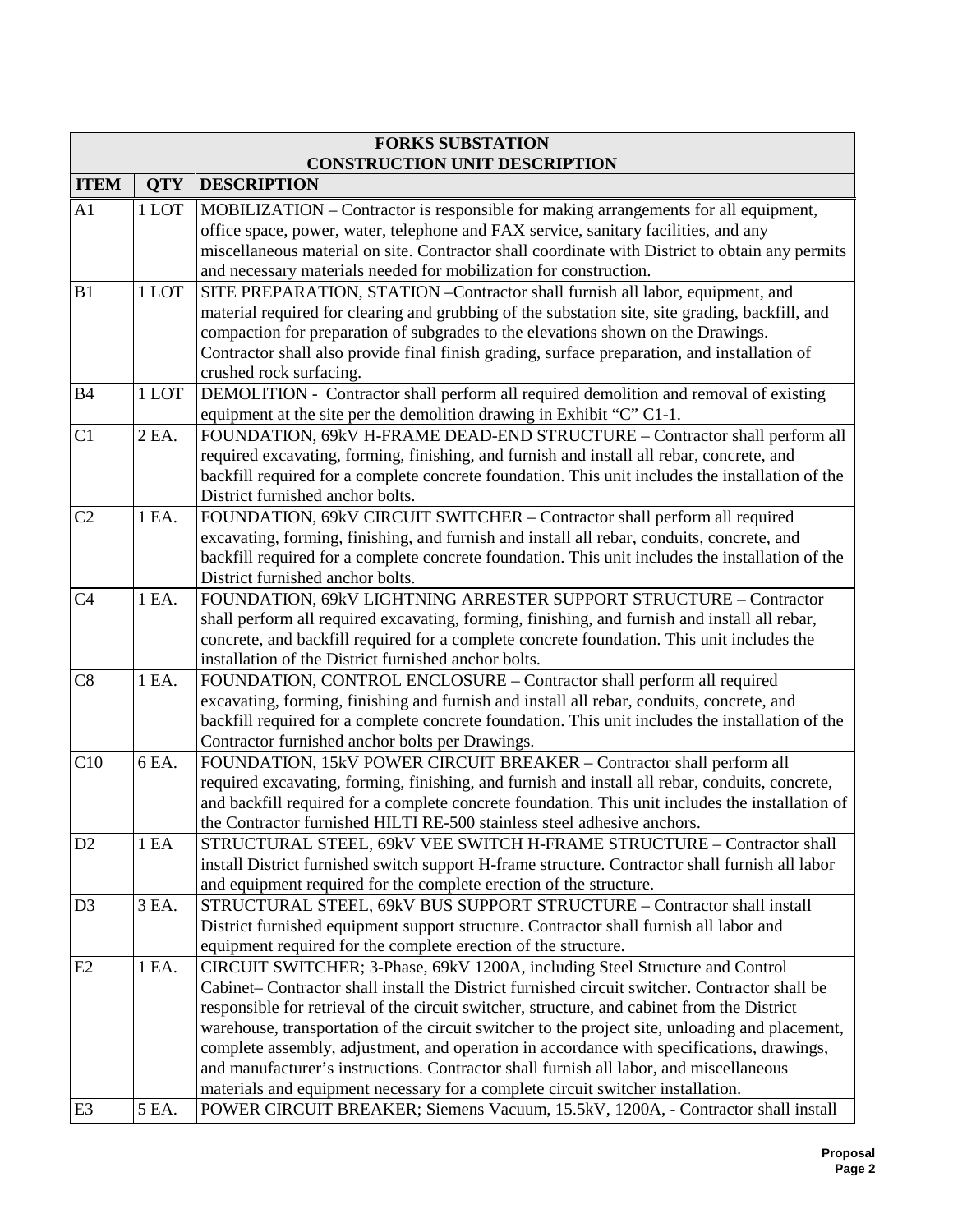| FORKS SUBSTATION CONSTRUCTION UNIT DESCRIPTION | | |
|---|---|---|
| **ITEM** | **QTY** | **DESCRIPTION** |
| A1 | 1 LOT | MOBILIZATION – Contractor is responsible for making arrangements for all equipment, office space, power, water, telephone and FAX service, sanitary facilities, and any miscellaneous material on site. Contractor shall coordinate with District to obtain any permits and necessary materials needed for mobilization for construction. |
| B1 | 1 LOT | SITE PREPARATION, STATION –Contractor shall furnish all labor, equipment, and material required for clearing and grubbing of the substation site, site grading, backfill, and compaction for preparation of subgrades to the elevations shown on the Drawings. Contractor shall also provide final finish grading, surface preparation, and installation of crushed rock surfacing. |
| B4 | 1 LOT | DEMOLITION - Contractor shall perform all required demolition and removal of existing equipment at the site per the demolition drawing in Exhibit "C" C1-1. |
| C1 | 2 EA. | FOUNDATION, 69kV H-FRAME DEAD-END STRUCTURE – Contractor shall perform all required excavating, forming, finishing, and furnish and install all rebar, concrete, and backfill required for a complete concrete foundation. This unit includes the installation of the District furnished anchor bolts. |
| C2 | 1 EA. | FOUNDATION, 69kV CIRCUIT SWITCHER – Contractor shall perform all required excavating, forming, finishing, and furnish and install all rebar, conduits, concrete, and backfill required for a complete concrete foundation. This unit includes the installation of the District furnished anchor bolts. |
| C4 | 1 EA. | FOUNDATION, 69kV LIGHTNING ARRESTER SUPPORT STRUCTURE – Contractor shall perform all required excavating, forming, finishing, and furnish and install all rebar, concrete, and backfill required for a complete concrete foundation. This unit includes the installation of the District furnished anchor bolts. |
| C8 | 1 EA. | FOUNDATION, CONTROL ENCLOSURE – Contractor shall perform all required excavating, forming, finishing and furnish and install all rebar, conduits, concrete, and backfill required for a complete concrete foundation. This unit includes the installation of the Contractor furnished anchor bolts per Drawings. |
| C10 | 6 EA. | FOUNDATION, 15kV POWER CIRCUIT BREAKER – Contractor shall perform all required excavating, forming, finishing, and furnish and install all rebar, conduits, concrete, and backfill required for a complete concrete foundation. This unit includes the installation of the Contractor furnished HILTI RE-500 stainless steel adhesive anchors. |
| D2 | 1 EA | STRUCTURAL STEEL, 69kV VEE SWITCH H-FRAME STRUCTURE – Contractor shall install District furnished switch support H-frame structure. Contractor shall furnish all labor and equipment required for the complete erection of the structure. |
| D3 | 3 EA. | STRUCTURAL STEEL, 69kV BUS SUPPORT STRUCTURE – Contractor shall install District furnished equipment support structure. Contractor shall furnish all labor and equipment required for the complete erection of the structure. |
| E2 | 1 EA. | CIRCUIT SWITCHER; 3-Phase, 69kV 1200A, including Steel Structure and Control Cabinet– Contractor shall install the District furnished circuit switcher. Contractor shall be responsible for retrieval of the circuit switcher, structure, and cabinet from the District warehouse, transportation of the circuit switcher to the project site, unloading and placement, complete assembly, adjustment, and operation in accordance with specifications, drawings, and manufacturer's instructions. Contractor shall furnish all labor, and miscellaneous materials and equipment necessary for a complete circuit switcher installation. |
| E3 | 5 EA. | POWER CIRCUIT BREAKER; Siemens Vacuum, 15.5kV, 1200A, - Contractor shall install |

**Proposal**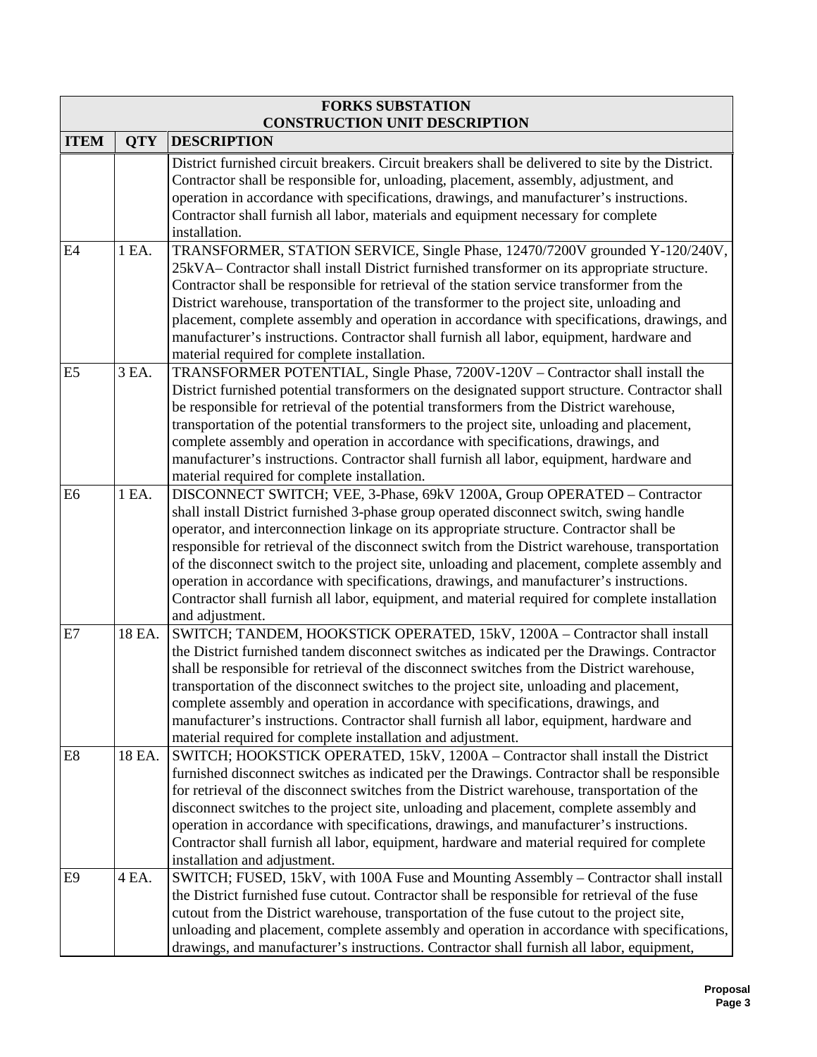| FORKS SUBSTATION CONSTRUCTION UNIT DESCRIPTION | | |
|---|---|---|
| **ITEM** | **QTY** | **DESCRIPTION** |
| | | District furnished circuit breakers. Circuit breakers shall be delivered to site by the District. Contractor shall be responsible for, unloading, placement, assembly, adjustment, and operation in accordance with specifications, drawings, and manufacturer's instructions. Contractor shall furnish all labor, materials and equipment necessary for complete installation. |
| E4 | 1 EA. | TRANSFORMER, STATION SERVICE, Single Phase, 12470/7200V grounded Y-120/240V, 25kVA– Contractor shall install District furnished transformer on its appropriate structure. Contractor shall be responsible for retrieval of the station service transformer from the District warehouse, transportation of the transformer to the project site, unloading and placement, complete assembly and operation in accordance with specifications, drawings, and manufacturer's instructions. Contractor shall furnish all labor, equipment, hardware and material required for complete installation. |
| E5 | 3 EA. | TRANSFORMER POTENTIAL, Single Phase, 7200V-120V – Contractor shall install the District furnished potential transformers on the designated support structure. Contractor shall be responsible for retrieval of the potential transformers from the District warehouse, transportation of the potential transformers to the project site, unloading and placement, complete assembly and operation in accordance with specifications, drawings, and manufacturer's instructions. Contractor shall furnish all labor, equipment, hardware and material required for complete installation. |
| E6 | 1 EA. | DISCONNECT SWITCH; VEE, 3-Phase, 69kV 1200A, Group OPERATED – Contractor shall install District furnished 3-phase group operated disconnect switch, swing handle operator, and interconnection linkage on its appropriate structure. Contractor shall be responsible for retrieval of the disconnect switch from the District warehouse, transportation of the disconnect switch to the project site, unloading and placement, complete assembly and operation in accordance with specifications, drawings, and manufacturer's instructions. Contractor shall furnish all labor, equipment, and material required for complete installation and adjustment. |
| E7 | 18 EA. | SWITCH; TANDEM, HOOKSTICK OPERATED, 15kV, 1200A – Contractor shall install the District furnished tandem disconnect switches as indicated per the Drawings. Contractor shall be responsible for retrieval of the disconnect switches from the District warehouse, transportation of the disconnect switches to the project site, unloading and placement, complete assembly and operation in accordance with specifications, drawings, and manufacturer's instructions. Contractor shall furnish all labor, equipment, hardware and material required for complete installation and adjustment. |
| E8 | 18 EA. | SWITCH; HOOKSTICK OPERATED, 15kV, 1200A – Contractor shall install the District furnished disconnect switches as indicated per the Drawings. Contractor shall be responsible for retrieval of the disconnect switches from the District warehouse, transportation of the disconnect switches to the project site, unloading and placement, complete assembly and operation in accordance with specifications, drawings, and manufacturer's instructions. Contractor shall furnish all labor, equipment, hardware and material required for complete installation and adjustment. |
| E9 | 4 EA. | SWITCH; FUSED, 15kV, with 100A Fuse and Mounting Assembly – Contractor shall install the District furnished fuse cutout. Contractor shall be responsible for retrieval of the fuse cutout from the District warehouse, transportation of the fuse cutout to the project site, unloading and placement, complete assembly and operation in accordance with specifications, drawings, and manufacturer's instructions. Contractor shall furnish all labor, equipment, |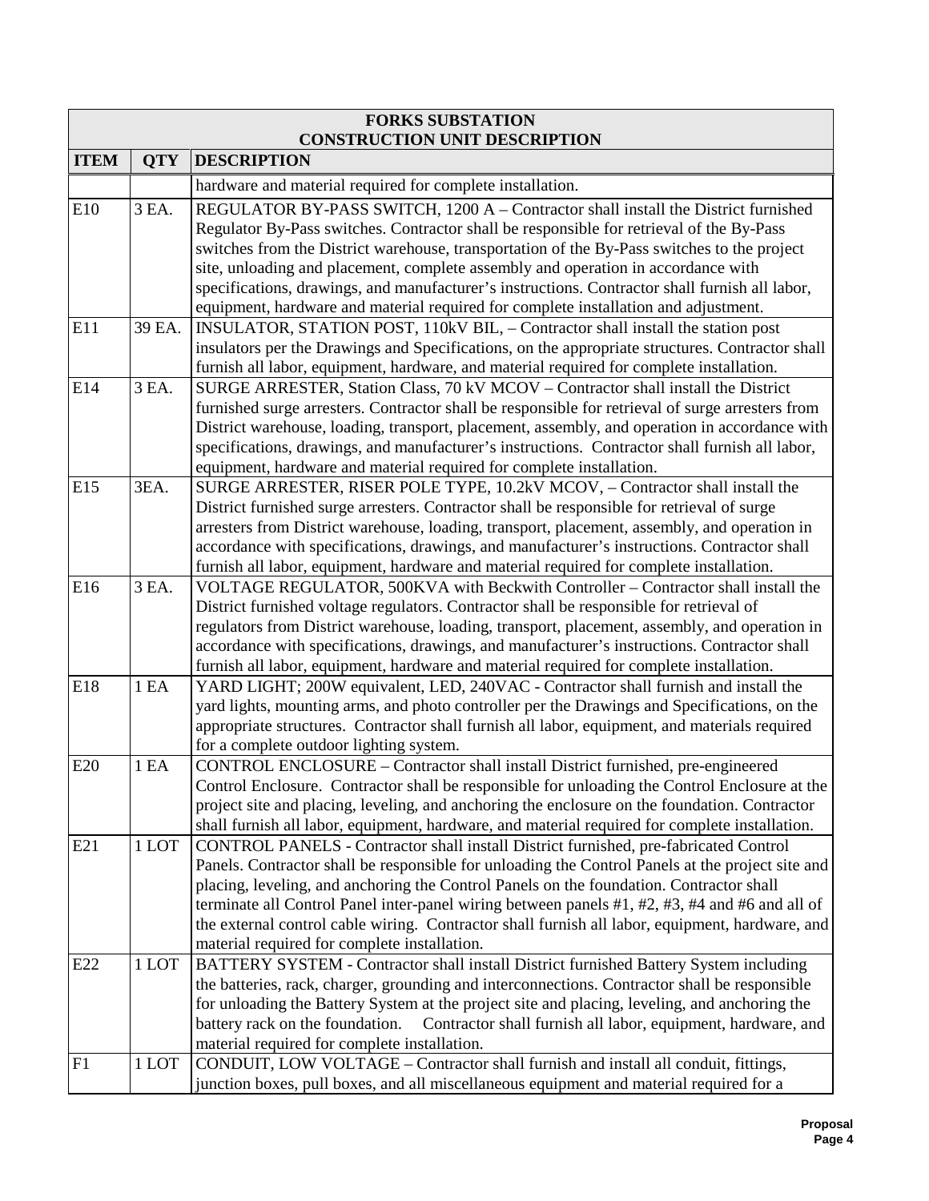| FORKS SUBSTATION<br>CONSTRUCTION UNIT DESCRIPTION | | |
|---|---|---|
| **ITEM** | **QTY** | **DESCRIPTION** |
| | | hardware and material required for complete installation. |
| E10 | 3 EA. | REGULATOR BY-PASS SWITCH, 1200 A – Contractor shall install the District furnished Regulator By-Pass switches. Contractor shall be responsible for retrieval of the By-Pass switches from the District warehouse, transportation of the By-Pass switches to the project site, unloading and placement, complete assembly and operation in accordance with specifications, drawings, and manufacturer's instructions. Contractor shall furnish all labor, equipment, hardware and material required for complete installation and adjustment. |
| E11 | 39 EA. | INSULATOR, STATION POST, 110kV BIL, – Contractor shall install the station post insulators per the Drawings and Specifications, on the appropriate structures. Contractor shall furnish all labor, equipment, hardware, and material required for complete installation. |
| E14 | 3 EA. | SURGE ARRESTER, Station Class, 70 kV MCOV – Contractor shall install the District furnished surge arresters. Contractor shall be responsible for retrieval of surge arresters from District warehouse, loading, transport, placement, assembly, and operation in accordance with specifications, drawings, and manufacturer's instructions. Contractor shall furnish all labor, equipment, hardware and material required for complete installation. |
| E15 | 3EA. | SURGE ARRESTER, RISER POLE TYPE, 10.2kV MCOV, – Contractor shall install the District furnished surge arresters. Contractor shall be responsible for retrieval of surge arresters from District warehouse, loading, transport, placement, assembly, and operation in accordance with specifications, drawings, and manufacturer's instructions. Contractor shall furnish all labor, equipment, hardware and material required for complete installation. |
| E16 | 3 EA. | VOLTAGE REGULATOR, 500KVA with Beckwith Controller – Contractor shall install the District furnished voltage regulators. Contractor shall be responsible for retrieval of regulators from District warehouse, loading, transport, placement, assembly, and operation in accordance with specifications, drawings, and manufacturer's instructions. Contractor shall furnish all labor, equipment, hardware and material required for complete installation. |
| E18 | 1 EA | YARD LIGHT; 200W equivalent, LED, 240VAC - Contractor shall furnish and install the yard lights, mounting arms, and photo controller per the Drawings and Specifications, on the appropriate structures. Contractor shall furnish all labor, equipment, and materials required for a complete outdoor lighting system. |
| E20 | 1 EA | CONTROL ENCLOSURE – Contractor shall install District furnished, pre-engineered Control Enclosure. Contractor shall be responsible for unloading the Control Enclosure at the project site and placing, leveling, and anchoring the enclosure on the foundation. Contractor shall furnish all labor, equipment, hardware, and material required for complete installation. |
| E21 | 1 LOT | CONTROL PANELS - Contractor shall install District furnished, pre-fabricated Control Panels. Contractor shall be responsible for unloading the Control Panels at the project site and placing, leveling, and anchoring the Control Panels on the foundation. Contractor shall terminate all Control Panel inter-panel wiring between panels #1, #2, #3, #4 and #6 and all of the external control cable wiring. Contractor shall furnish all labor, equipment, hardware, and material required for complete installation. |
| E22 | 1 LOT | BATTERY SYSTEM - Contractor shall install District furnished Battery System including the batteries, rack, charger, grounding and interconnections. Contractor shall be responsible for unloading the Battery System at the project site and placing, leveling, and anchoring the battery rack on the foundation. Contractor shall furnish all labor, equipment, hardware, and material required for complete installation. |
| F1 | 1 LOT | CONDUIT, LOW VOLTAGE – Contractor shall furnish and install all conduit, fittings, junction boxes, pull boxes, and all miscellaneous equipment and material required for a |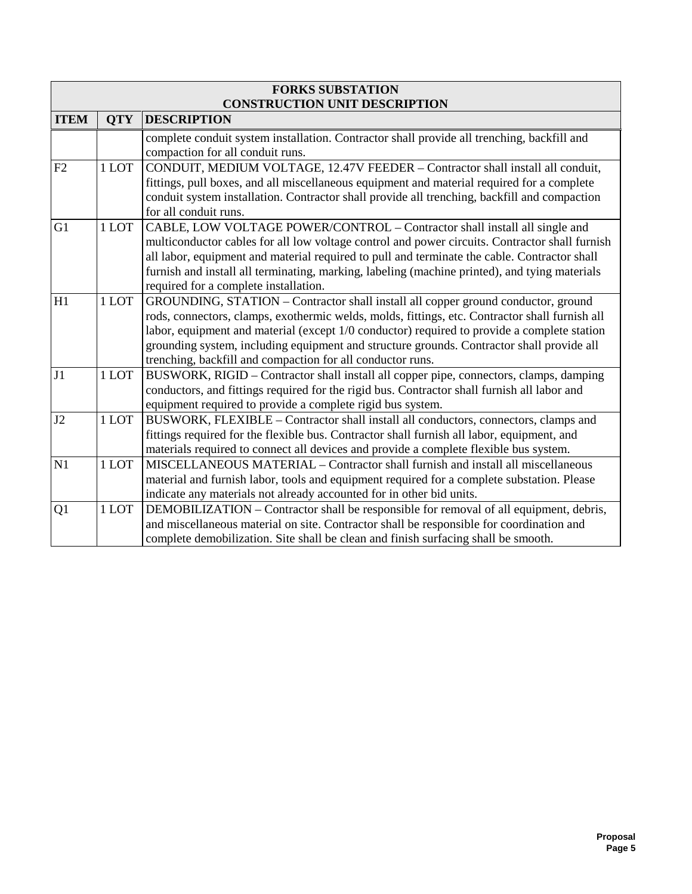| FORKS SUBSTATION CONSTRUCTION UNIT DESCRIPTION | | |
|---|---|---|
| **ITEM** | **QTY** | **DESCRIPTION** |
| | | complete conduit system installation. Contractor shall provide all trenching, backfill and compaction for all conduit runs. |
| F2 | 1 LOT | CONDUIT, MEDIUM VOLTAGE, 12.47V FEEDER – Contractor shall install all conduit, fittings, pull boxes, and all miscellaneous equipment and material required for a complete conduit system installation. Contractor shall provide all trenching, backfill and compaction for all conduit runs. |
| G1 | 1 LOT | CABLE, LOW VOLTAGE POWER/CONTROL – Contractor shall install all single and multiconductor cables for all low voltage control and power circuits. Contractor shall furnish all labor, equipment and material required to pull and terminate the cable. Contractor shall furnish and install all terminating, marking, labeling (machine printed), and tying materials required for a complete installation. |
| H1 | 1 LOT | GROUNDING, STATION – Contractor shall install all copper ground conductor, ground rods, connectors, clamps, exothermic welds, molds, fittings, etc. Contractor shall furnish all labor, equipment and material (except 1/0 conductor) required to provide a complete station grounding system, including equipment and structure grounds. Contractor shall provide all trenching, backfill and compaction for all conductor runs. |
| J1 | 1 LOT | BUSWORK, RIGID – Contractor shall install all copper pipe, connectors, clamps, damping conductors, and fittings required for the rigid bus. Contractor shall furnish all labor and equipment required to provide a complete rigid bus system. |
| J2 | 1 LOT | BUSWORK, FLEXIBLE – Contractor shall install all conductors, connectors, clamps and fittings required for the flexible bus. Contractor shall furnish all labor, equipment, and materials required to connect all devices and provide a complete flexible bus system. |
| N1 | 1 LOT | MISCELLANEOUS MATERIAL – Contractor shall furnish and install all miscellaneous material and furnish labor, tools and equipment required for a complete substation. Please indicate any materials not already accounted for in other bid units. |
| Q1 | 1 LOT | DEMOBILIZATION – Contractor shall be responsible for removal of all equipment, debris, and miscellaneous material on site. Contractor shall be responsible for coordination and complete demobilization. Site shall be clean and finish surfacing shall be smooth. |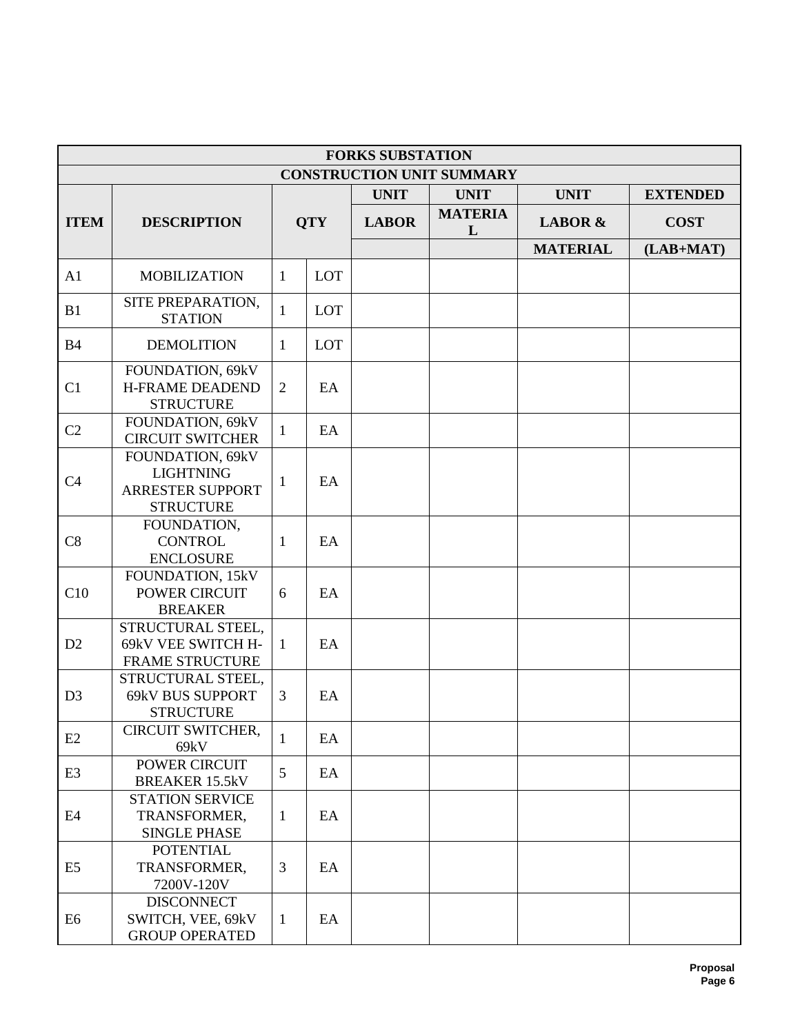| FORKS SUBSTATION | | | | | | | |
|---|---|---|---|---|---|---|---|
| CONSTRUCTION UNIT SUMMARY | | | | | | | |
| ITEM | DESCRIPTION | QTY | | UNIT LABOR | UNIT MATERIAL | UNIT LABOR & MATERIAL | EXTENDED COST (LAB+MAT) |
| A1 | MOBILIZATION | 1 | LOT | | | | |
| B1 | SITE PREPARATION, STATION | 1 | LOT | | | | |
| B4 | DEMOLITION | 1 | LOT | | | | |
| C1 | FOUNDATION, 69kV H-FRAME DEADEND STRUCTURE | 2 | EA | | | | |
| C2 | FOUNDATION, 69kV CIRCUIT SWITCHER | 1 | EA | | | | |
| C4 | FOUNDATION, 69kV LIGHTNING ARRESTER SUPPORT STRUCTURE | 1 | EA | | | | |
| C8 | FOUNDATION, CONTROL ENCLOSURE | 1 | EA | | | | |
| C10 | FOUNDATION, 15kV POWER CIRCUIT BREAKER | 6 | EA | | | | |
| D2 | STRUCTURAL STEEL, 69kV VEE SWITCH H-FRAME STRUCTURE | 1 | EA | | | | |
| D3 | STRUCTURAL STEEL, 69kV BUS SUPPORT STRUCTURE | 3 | EA | | | | |
| E2 | CIRCUIT SWITCHER, 69kV | 1 | EA | | | | |
| E3 | POWER CIRCUIT BREAKER 15.5kV | 5 | EA | | | | |
| E4 | STATION SERVICE TRANSFORMER, SINGLE PHASE | 1 | EA | | | | |
| E5 | POTENTIAL TRANSFORMER, 7200V-120V | 3 | EA | | | | |
| E6 | DISCONNECT SWITCH, VEE, 69kV GROUP OPERATED | 1 | EA | | | | |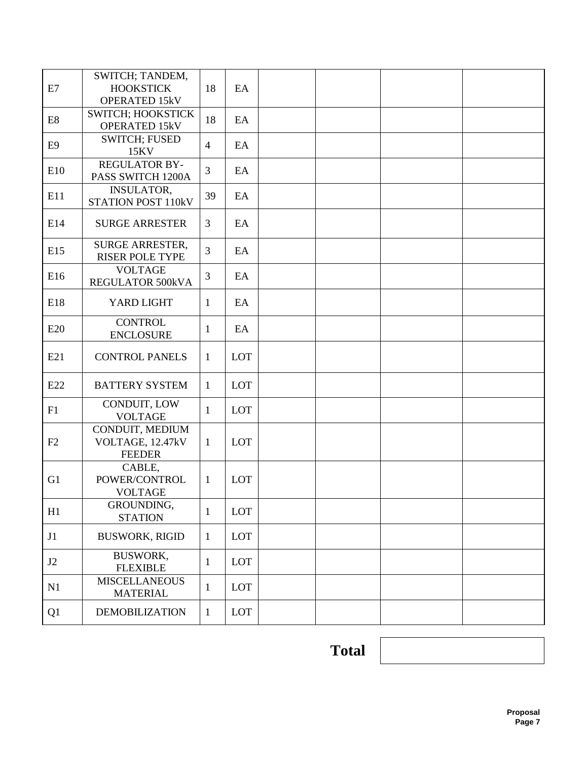| | | | | | | | |
|---|---|---|---|---|---|---|---|
| E7 | SWITCH; TANDEM, HOOKSTICK OPERATED 15kV | 18 | EA | | | | |
| E8 | SWITCH; HOOKSTICK OPERATED 15kV | 18 | EA | | | | |
| E9 | SWITCH; FUSED 15KV | 4 | EA | | | | |
| E10 | REGULATOR BY-PASS SWITCH 1200A | 3 | EA | | | | |
| E11 | INSULATOR, STATION POST 110kV | 39 | EA | | | | |
| E14 | SURGE ARRESTER | 3 | EA | | | | |
| E15 | SURGE ARRESTER, RISER POLE TYPE | 3 | EA | | | | |
| E16 | VOLTAGE REGULATOR 500kVA | 3 | EA | | | | |
| E18 | YARD LIGHT | 1 | EA | | | | |
| E20 | CONTROL ENCLOSURE | 1 | EA | | | | |
| E21 | CONTROL PANELS | 1 | LOT | | | | |
| E22 | BATTERY SYSTEM | 1 | LOT | | | | |
| F1 | CONDUIT, LOW VOLTAGE | 1 | LOT | | | | |
| F2 | CONDUIT, MEDIUM VOLTAGE, 12.47kV FEEDER | 1 | LOT | | | | |
| G1 | CABLE, POWER/CONTROL VOLTAGE | 1 | LOT | | | | |
| H1 | GROUNDING, STATION | 1 | LOT | | | | |
| J1 | BUSWORK, RIGID | 1 | LOT | | | | |
| J2 | BUSWORK, FLEXIBLE | 1 | LOT | | | | |
| N1 | MISCELLANEOUS MATERIAL | 1 | LOT | | | | |
| Q1 | DEMOBILIZATION | 1 | LOT | | | | |

**Total** | |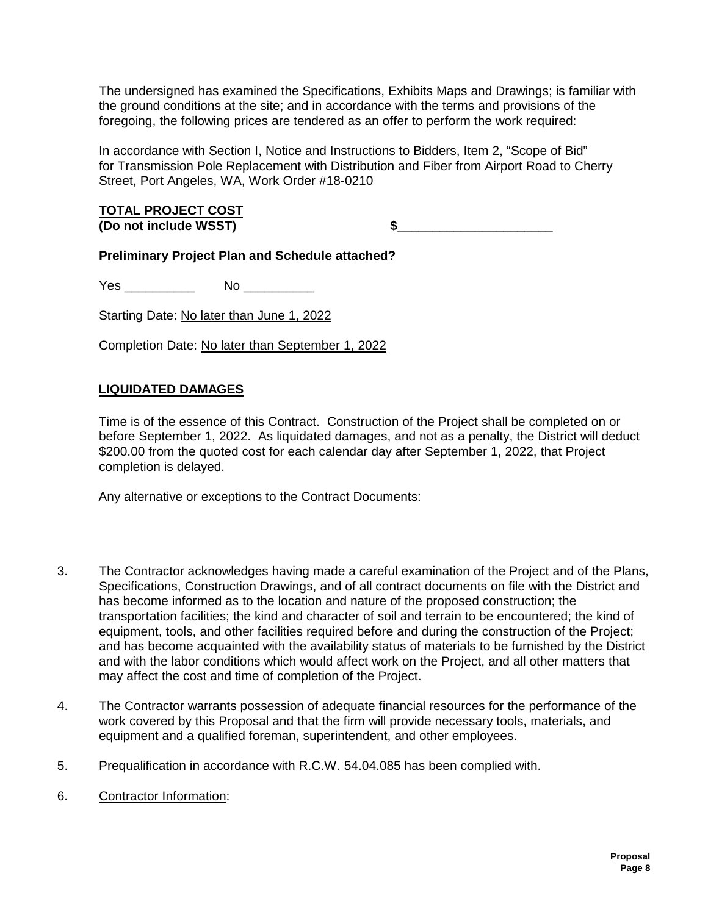The undersigned has examined the Specifications, Exhibits Maps and Drawings; is familiar with the ground conditions at the site; and in accordance with the terms and provisions of the foregoing, the following prices are tendered as an offer to perform the work required:

In accordance with Section I, Notice and Instructions to Bidders, Item 2, "Scope of Bid" for Transmission Pole Replacement with Distribution and Fiber from Airport Road to Cherry Street, Port Angeles, WA, Work Order #18-0210

**TOTAL PROJECT COST**
**(Do not include WSST)** **$______________________**

**Preliminary Project Plan and Schedule attached?**

Yes __________ No __________

Starting Date: No later than June 1, 2022

Completion Date: No later than September 1, 2022

**LIQUIDATED DAMAGES**

Time is of the essence of this Contract. Construction of the Project shall be completed on or before September 1, 2022. As liquidated damages, and not as a penalty, the District will deduct $200.00 from the quoted cost for each calendar day after September 1, 2022, that Project completion is delayed.

Any alternative or exceptions to the Contract Documents:

3. The Contractor acknowledges having made a careful examination of the Project and of the Plans, Specifications, Construction Drawings, and of all contract documents on file with the District and has become informed as to the location and nature of the proposed construction; the transportation facilities; the kind and character of soil and terrain to be encountered; the kind of equipment, tools, and other facilities required before and during the construction of the Project; and has become acquainted with the availability status of materials to be furnished by the District and with the labor conditions which would affect work on the Project, and all other matters that may affect the cost and time of completion of the Project.

4. The Contractor warrants possession of adequate financial resources for the performance of the work covered by this Proposal and that the firm will provide necessary tools, materials, and equipment and a qualified foreman, superintendent, and other employees.

5. Prequalification in accordance with R.C.W. 54.04.085 has been complied with.

6. Contractor Information: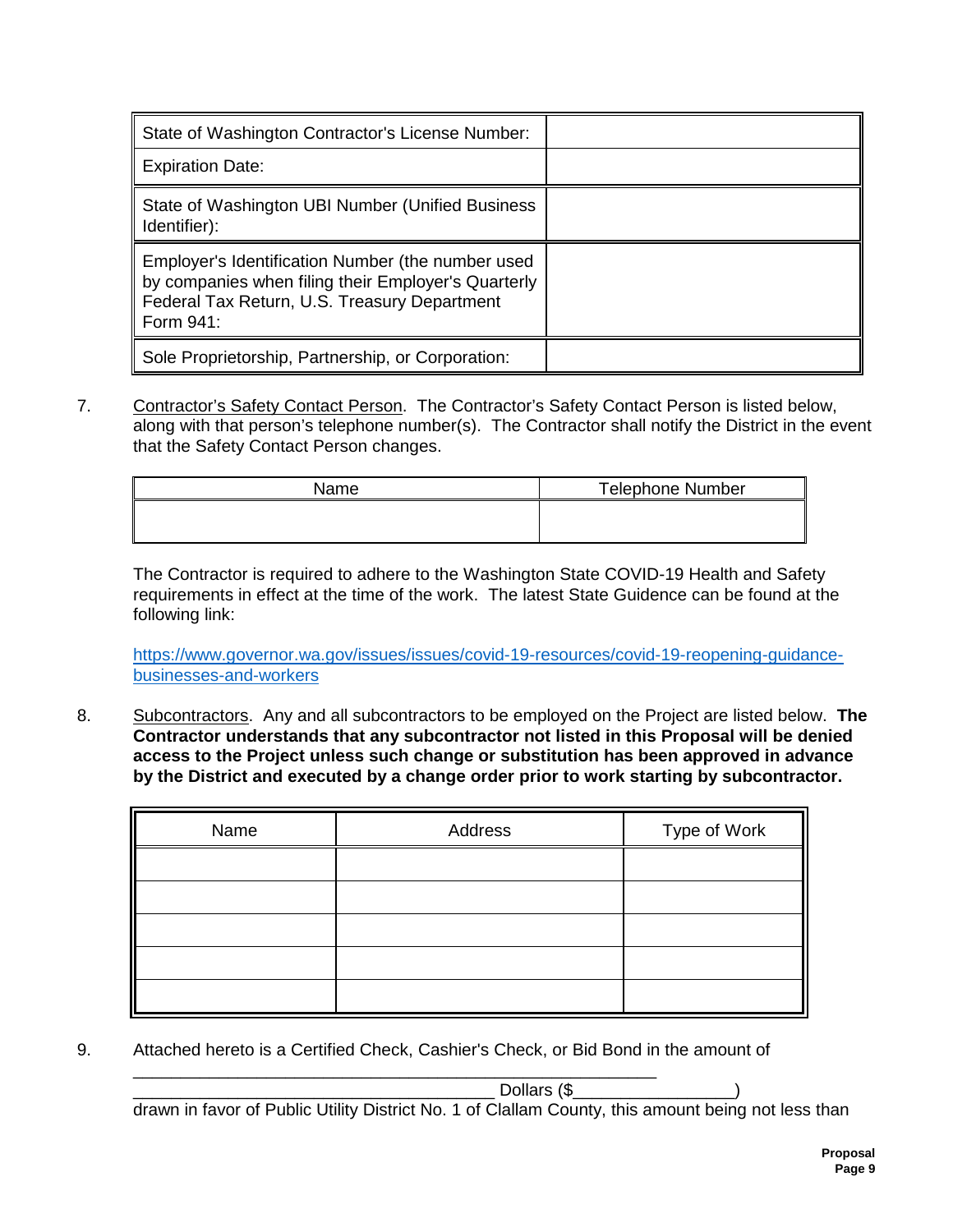| State of Washington Contractor's License Number: | |
|---|---|
| Expiration Date: | |
| State of Washington UBI Number (Unified Business Identifier): | |
| Employer's Identification Number (the number used by companies when filing their Employer's Quarterly Federal Tax Return, U.S. Treasury Department Form 941: | |
| Sole Proprietorship, Partnership, or Corporation: | |

7. Contractor's Safety Contact Person. The Contractor's Safety Contact Person is listed below, along with that person's telephone number(s). The Contractor shall notify the District in the event that the Safety Contact Person changes.

| Name | Telephone Number |
|---|---|
| | |

The Contractor is required to adhere to the Washington State COVID-19 Health and Safety requirements in effect at the time of the work. The latest State Guidance can be found at the following link:

https://www.governor.wa.gov/issues/issues/covid-19-resources/covid-19-reopening-guidance-businesses-and-workers

8. Subcontractors. Any and all subcontractors to be employed on the Project are listed below. **The Contractor understands that any subcontractor not listed in this Proposal will be denied access to the Project unless such change or substitution has been approved in advance by the District and executed by a change order prior to work starting by subcontractor.**

| Name | Address | Type of Work |
|---|---|---|
| | | |
| | | |
| | | |
| | | |
| | | |

9. Attached hereto is a Certified Check, Cashier's Check, or Bid Bond in the amount of

_____________________________________________________________
_______________________________________ Dollars ($_________________)
drawn in favor of Public Utility District No. 1 of Clallam County, this amount being not less than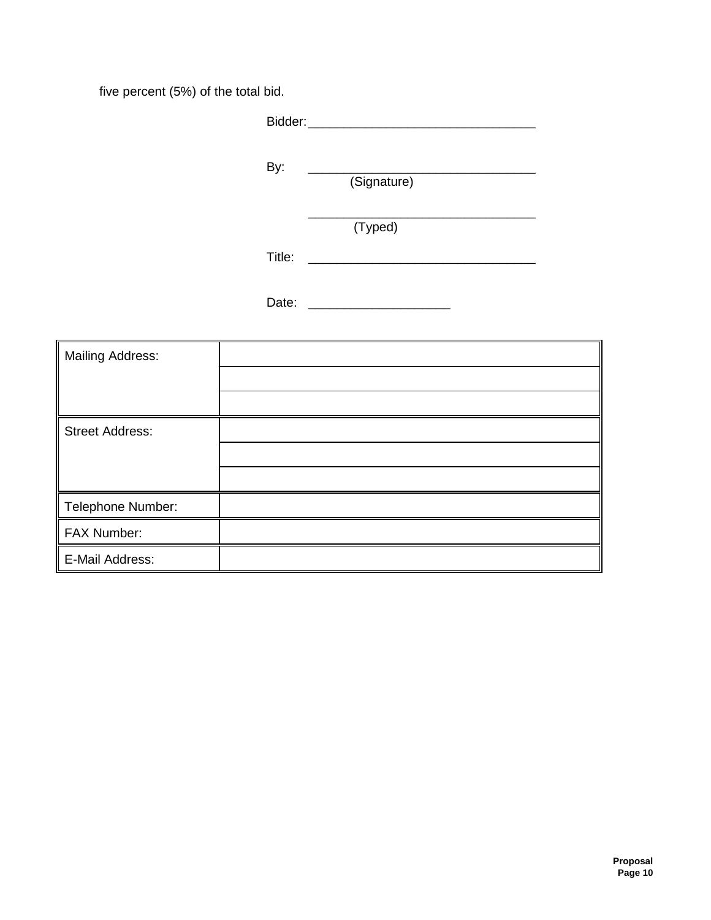five percent (5%) of the total bid.

Bidder: ________________________________

By: ________________________________
(Signature)

________________________________
(Typed)

Title: ________________________________

Date: ____________________

| | |
|---|---|
| Mailing Address: | |
| | |
| | |
| Street Address: | |
| | |
| | |
| Telephone Number: | |
| FAX Number: | |
| E-Mail Address: | |